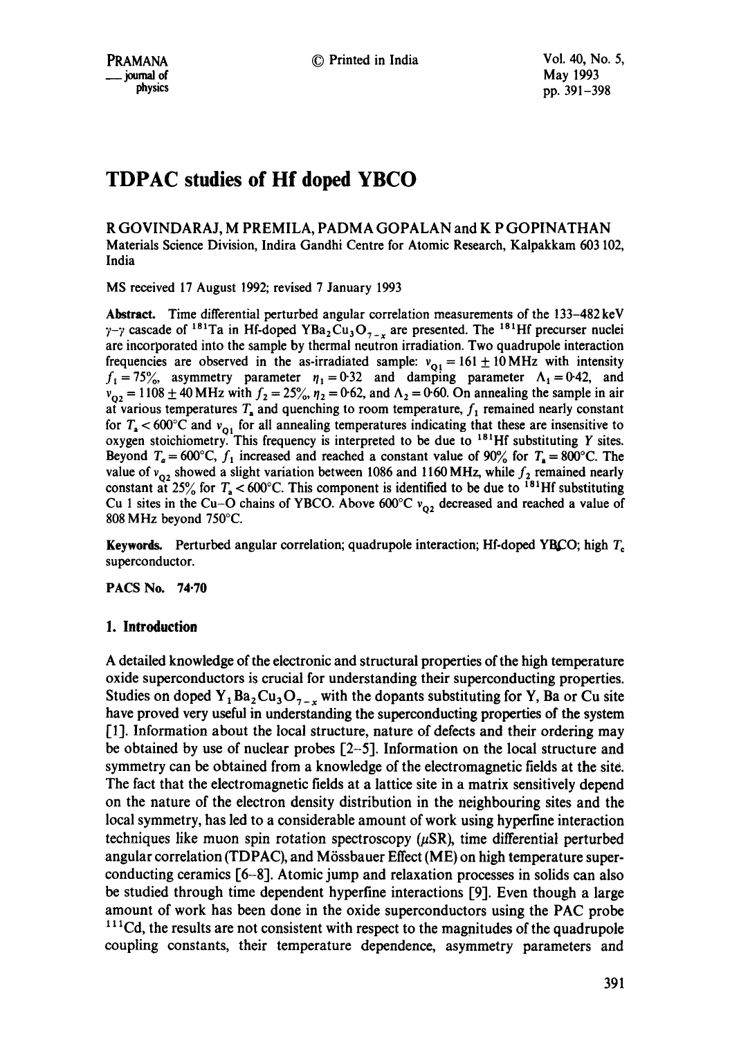# TDPAC studies of Hf doped YBCO

R GOVINDARAJ, M PREMILA, PADMA GOPALAN and K P GOPINATHAN

Materials Science Division, Indira Gandhi Centre for Atomic Research, Kalpakkam 603 102, India

MS received 17 August 1992; revised 7 January 1993

**Abstract.** Time differential perturbed angular correlation measurements of the 133–482 keV $\gamma$-$\gamma$ cascade of $^{181}$Ta in Hf-doped $YBa_2Cu_3O_{7-x}$ are presented. The $^{181}$Hf precurser nuclei are incorporated into the sample by thermal neutron irradiation. Two quadrupole interaction frequencies are observed in the as-irradiated sample: $\nu_{Q1} = 161 \pm 10$ MHz with intensity $f_1 = 75\%$, asymmetry parameter $\eta_1 = 0{\cdot}32$ and damping parameter $\Lambda_1 = 0{\cdot}42$, and $\nu_{Q2} = 1108 \pm 40$ MHz with $f_2 = 25\%$, $\eta_2 = 0{\cdot}62$, and $\Lambda_2 = 0{\cdot}60$. On annealing the sample in air at various temperatures $T_a$ and quenching to room temperature, $f_1$ remained nearly constant for $T_a < 600$°C and $\nu_{Q1}$ for all annealing temperatures indicating that these are insensitive to oxygen stoichiometry. This frequency is interpreted to be due to $^{181}$Hf substituting Y sites. Beyond $T_a = 600$°C, $f_1$ increased and reached a constant value of 90% for $T_a = 800$°C. The value of $\nu_{Q2}$ showed a slight variation between 1086 and 1160 MHz, while $f_2$ remained nearly constant at 25% for $T_a < 600$°C. This component is identified to be due to $^{181}$Hf substituting Cu 1 sites in the Cu–O chains of YBCO. Above 600°C $\nu_{Q2}$ decreased and reached a value of 808 MHz beyond 750°C.

**Keywords.** Perturbed angular correlation; quadrupole interaction; Hf-doped YBCO; high $T_c$ superconductor.

**PACS No.** 74·70

## 1. Introduction

A detailed knowledge of the electronic and structural properties of the high temperature oxide superconductors is crucial for understanding their superconducting properties. Studies on doped $Y_1Ba_2Cu_3O_{7-x}$ with the dopants substituting for Y, Ba or Cu site have proved very useful in understanding the superconducting properties of the system [1]. Information about the local structure, nature of defects and their ordering may be obtained by use of nuclear probes [2–5]. Information on the local structure and symmetry can be obtained from a knowledge of the electromagnetic fields at the site. The fact that the electromagnetic fields at a lattice site in a matrix sensitively depend on the nature of the electron density distribution in the neighbouring sites and the local symmetry, has led to a considerable amount of work using hyperfine interaction techniques like muon spin rotation spectroscopy ($\mu$SR), time differential perturbed angular correlation (TDPAC), and Mössbauer Effect (ME) on high temperature superconducting ceramics [6–8]. Atomic jump and relaxation processes in solids can also be studied through time dependent hyperfine interactions [9]. Even though a large amount of work has been done in the oxide superconductors using the PAC probe $^{111}$Cd, the results are not consistent with respect to the magnitudes of the quadrupole coupling constants, their temperature dependence, asymmetry parameters and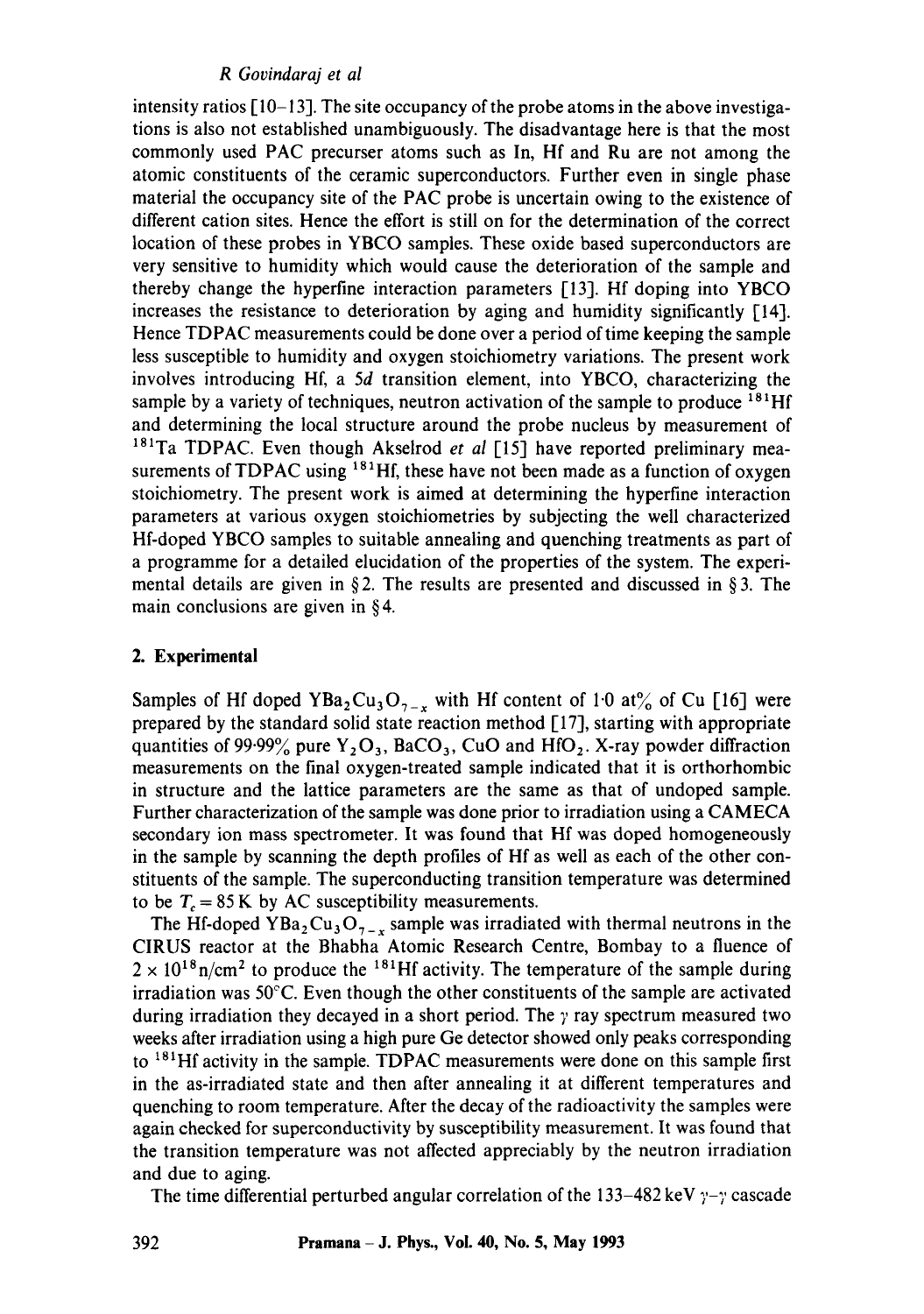intensity ratios [10–13]. The site occupancy of the probe atoms in the above investigations is also not established unambiguously. The disadvantage here is that the most commonly used PAC precursor atoms such as In, Hf and Ru are not among the atomic constituents of the ceramic superconductors. Further even in single phase material the occupancy site of the PAC probe is uncertain owing to the existence of different cation sites. Hence the effort is still on for the determination of the correct location of these probes in YBCO samples. These oxide based superconductors are very sensitive to humidity which would cause the deterioration of the sample and thereby change the hyperfine interaction parameters [13]. Hf doping into YBCO increases the resistance to deterioration by aging and humidity significantly [14]. Hence TDPAC measurements could be done over a period of time keeping the sample less susceptible to humidity and oxygen stoichiometry variations. The present work involves introducing Hf, a *5d* transition element, into YBCO, characterizing the sample by a variety of techniques, neutron activation of the sample to produce $^{181}$Hf and determining the local structure around the probe nucleus by measurement of $^{181}$Ta TDPAC. Even though Akselrod *et al* [15] have reported preliminary measurements of TDPAC using $^{181}$Hf, these have not been made as a function of oxygen stoichiometry. The present work is aimed at determining the hyperfine interaction parameters at various oxygen stoichiometries by subjecting the well characterized Hf-doped YBCO samples to suitable annealing and quenching treatments as part of a programme for a detailed elucidation of the properties of the system. The experimental details are given in § 2. The results are presented and discussed in § 3. The main conclusions are given in § 4.

## 2. Experimental

Samples of Hf doped $YBa_2Cu_3O_{7-x}$ with Hf content of 1·0 at% of Cu [16] were prepared by the standard solid state reaction method [17], starting with appropriate quantities of 99·99% pure $Y_2O_3$, $BaCO_3$, CuO and $HfO_2$. X-ray powder diffraction measurements on the final oxygen-treated sample indicated that it is orthorhombic in structure and the lattice parameters are the same as that of undoped sample. Further characterization of the sample was done prior to irradiation using a CAMECA secondary ion mass spectrometer. It was found that Hf was doped homogeneously in the sample by scanning the depth profiles of Hf as well as each of the other constituents of the sample. The superconducting transition temperature was determined to be $T_c = 85$ K by AC susceptibility measurements.

The Hf-doped $YBa_2Cu_3O_{7-x}$ sample was irradiated with thermal neutrons in the CIRUS reactor at the Bhabha Atomic Research Centre, Bombay to a fluence of $2 \times 10^{18}$ n/cm$^2$ to produce the $^{181}$Hf activity. The temperature of the sample during irradiation was 50°C. Even though the other constituents of the sample are activated during irradiation they decayed in a short period. The $\gamma$ ray spectrum measured two weeks after irradiation using a high pure Ge detector showed only peaks corresponding to $^{181}$Hf activity in the sample. TDPAC measurements were done on this sample first in the as-irradiated state and then after annealing it at different temperatures and quenching to room temperature. After the decay of the radioactivity the samples were again checked for superconductivity by susceptibility measurement. It was found that the transition temperature was not affected appreciably by the neutron irradiation and due to aging.

The time differential perturbed angular correlation of the 133–482 keV $\gamma$–$\gamma$ cascade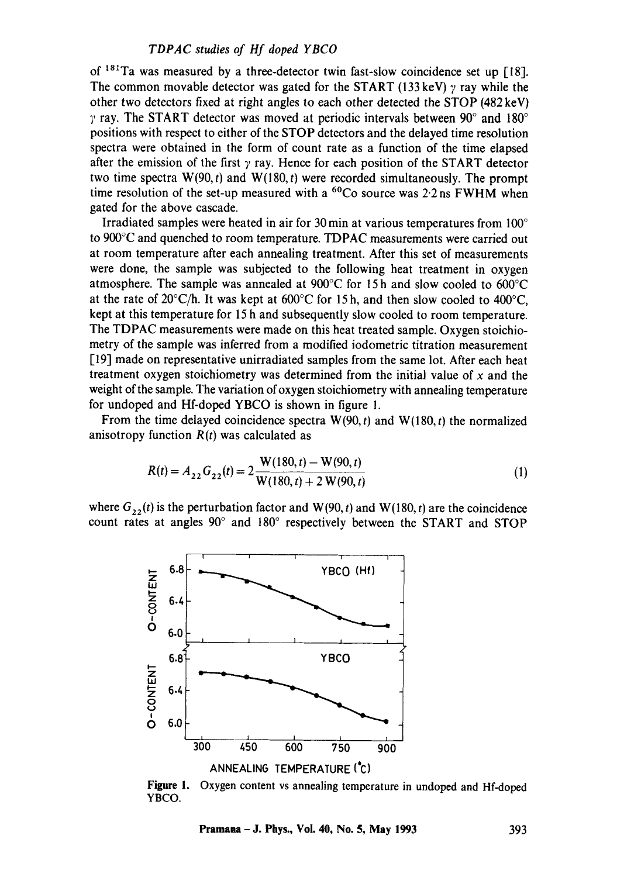of $^{181}Ta$ was measured by a three-detector twin fast-slow coincidence set up [18]. The common movable detector was gated for the START (133 keV) $\gamma$ ray while the other two detectors fixed at right angles to each other detected the STOP (482 keV) $\gamma$ ray. The START detector was moved at periodic intervals between 90° and 180° positions with respect to either of the STOP detectors and the delayed time resolution spectra were obtained in the form of count rate as a function of the time elapsed after the emission of the first $\gamma$ ray. Hence for each position of the START detector two time spectra W(90, $t$) and W(180, $t$) were recorded simultaneously. The prompt time resolution of the set-up measured with a $^{60}Co$ source was 2·2 ns FWHM when gated for the above cascade.

Irradiated samples were heated in air for 30 min at various temperatures from 100° to 900°C and quenched to room temperature. TDPAC measurements were carried out at room temperature after each annealing treatment. After this set of measurements were done, the sample was subjected to the following heat treatment in oxygen atmosphere. The sample was annealed at 900°C for 15 h and slow cooled to 600°C at the rate of 20°C/h. It was kept at 600°C for 15 h, and then slow cooled to 400°C, kept at this temperature for 15 h and subsequently slow cooled to room temperature. The TDPAC measurements were made on this heat treated sample. Oxygen stoichiometry of the sample was inferred from a modified iodometric titration measurement [19] made on representative unirradiated samples from the same lot. After each heat treatment oxygen stoichiometry was determined from the initial value of $x$ and the weight of the sample. The variation of oxygen stoichiometry with annealing temperature for undoped and Hf-doped YBCO is shown in figure 1.

From the time delayed coincidence spectra W(90, $t$) and W(180, $t$) the normalized anisotropy function $R(t)$ was calculated as

$$R(t) = A_{22}G_{22}(t) = 2\frac{\mathrm{W}(180,t) - \mathrm{W}(90,t)}{\mathrm{W}(180,t) + 2\,\mathrm{W}(90,t)} \tag{1}$$

where $G_{22}(t)$ is the perturbation factor and W(90, $t$) and W(180, $t$) are the coincidence count rates at angles 90° and 180° respectively between the START and STOP

**Figure 1.** Oxygen content vs annealing temperature in undoped and Hf-doped YBCO.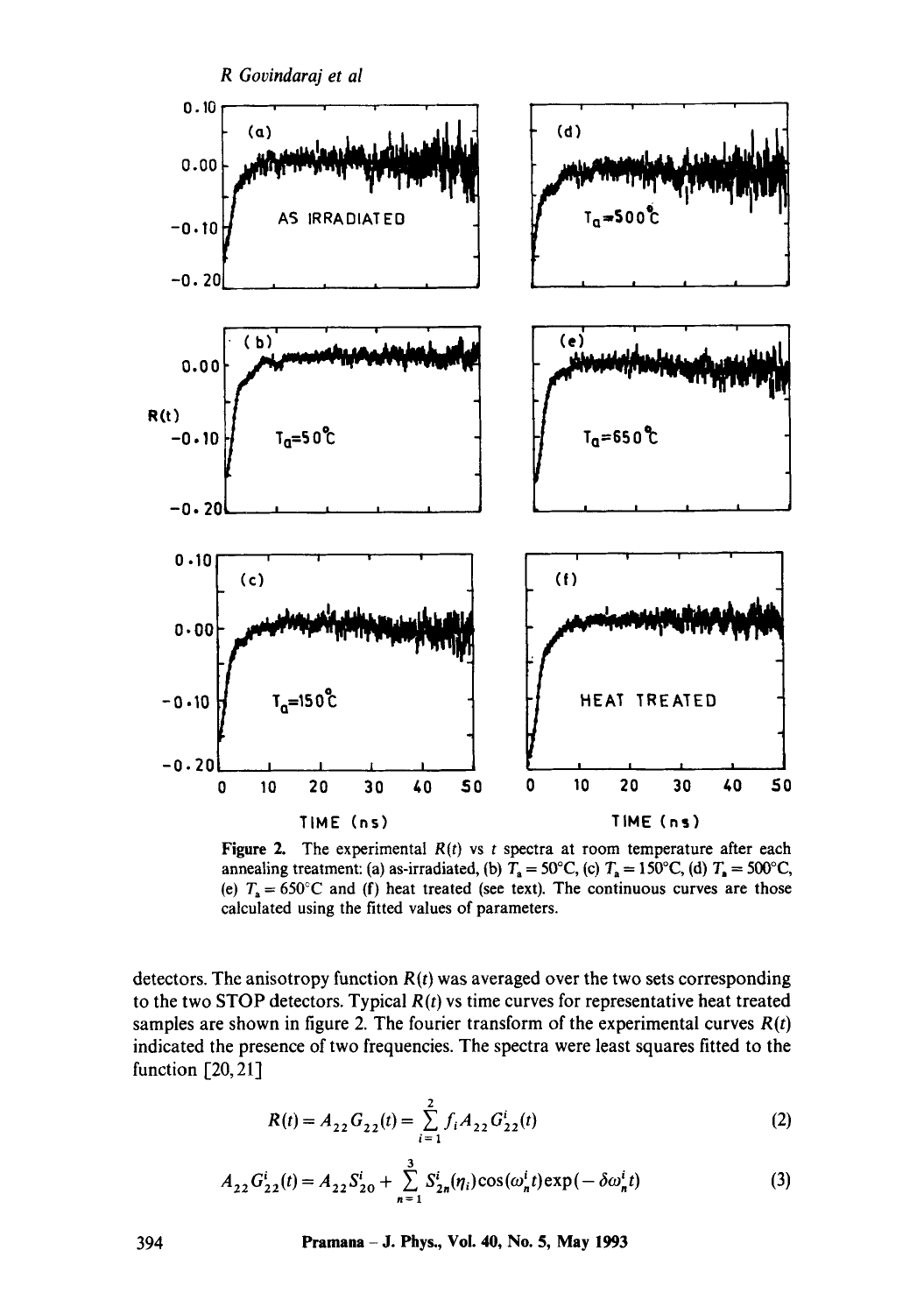Figure 2. The experimental $R(t)$ vs $t$ spectra at room temperature after each annealing treatment: (a) as-irradiated, (b) $T_a = 50°C$, (c) $T_a = 150°C$, (d) $T_a = 500°C$, (e) $T_a = 650°C$ and (f) heat treated (see text). The continuous curves are those calculated using the fitted values of parameters.

detectors. The anisotropy function $R(t)$ was averaged over the two sets corresponding to the two STOP detectors. Typical $R(t)$ vs time curves for representative heat treated samples are shown in figure 2. The fourier transform of the experimental curves $R(t)$ indicated the presence of two frequencies. The spectra were least squares fitted to the function [20, 21]

$$R(t) = A_{22} G_{22}(t) = \sum_{i=1}^{2} f_i A_{22} G_{22}^i(t) \tag{2}$$

$$A_{22} G_{22}^i(t) = A_{22} S_{20}^i + \sum_{n=1}^{3} S_{2n}^i(\eta_i) \cos(\omega_n^i t) \exp(-\delta \omega_n^i t) \tag{3}$$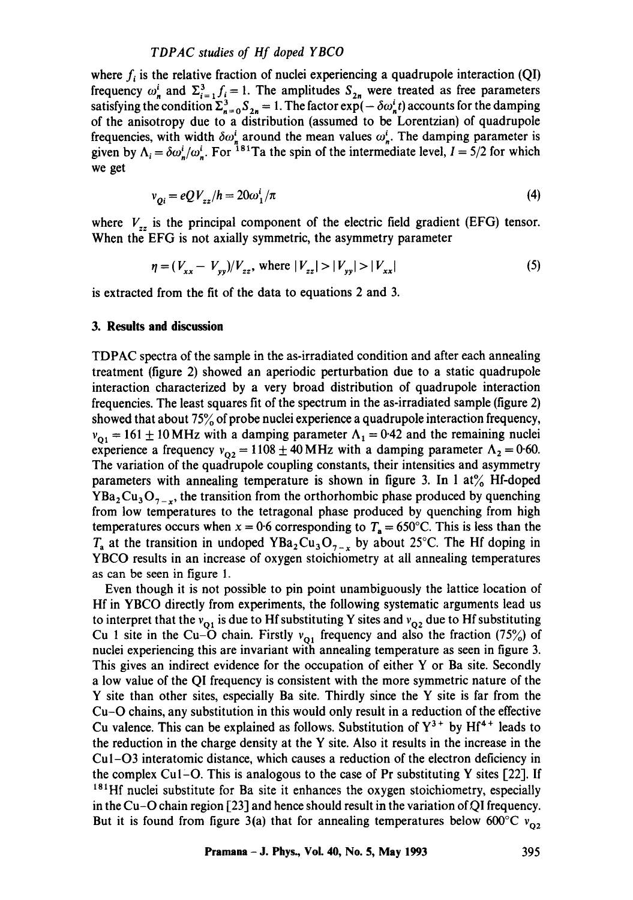where $f_i$ is the relative fraction of nuclei experiencing a quadrupole interaction (QI) frequency $\omega_n^i$ and $\Sigma_{i=1}^{3} f_i = 1$. The amplitudes $S_{2n}$ were treated as free parameters satisfying the condition $\Sigma_{n=0}^{3} S_{2n} = 1$. The factor $\exp(-\delta\omega_n^i t)$ accounts for the damping of the anisotropy due to a distribution (assumed to be Lorentzian) of quadrupole frequencies, with width $\delta\omega_n^i$ around the mean values $\omega_n^i$. The damping parameter is given by $\Lambda_i = \delta\omega_n^i/\omega_n^i$. For $^{181}$Ta the spin of the intermediate level, $I = 5/2$ for which we get

$$\nu_{Qi} = eQV_{zz}/h = 20\omega_1^i/\pi \tag{4}$$

where $V_{zz}$ is the principal component of the electric field gradient (EFG) tensor. When the EFG is not axially symmetric, the asymmetry parameter

$$\eta = (V_{xx} - V_{yy})/V_{zz}, \text{ where } |V_{zz}| > |V_{yy}| > |V_{xx}| \tag{5}$$

is extracted from the fit of the data to equations 2 and 3.

## 3. Results and discussion

TDPAC spectra of the sample in the as-irradiated condition and after each annealing treatment (figure 2) showed an aperiodic perturbation due to a static quadrupole interaction characterized by a very broad distribution of quadrupole interaction frequencies. The least squares fit of the spectrum in the as-irradiated sample (figure 2) showed that about 75% of probe nuclei experience a quadrupole interaction frequency, $\nu_{Q1} = 161 \pm 10$ MHz with a damping parameter $\Lambda_1 = 0.42$ and the remaining nuclei experience a frequency $\nu_{Q2} = 1108 \pm 40$ MHz with a damping parameter $\Lambda_2 = 0.60$. The variation of the quadrupole coupling constants, their intensities and asymmetry parameters with annealing temperature is shown in figure 3. In 1 at% Hf-doped $YBa_2Cu_3O_{7-x}$, the transition from the orthorhombic phase produced by quenching from low temperatures to the tetragonal phase produced by quenching from high temperatures occurs when $x = 0.6$ corresponding to $T_a = 650°C$. This is less than the $T_a$ at the transition in undoped $YBa_2Cu_3O_{7-x}$ by about 25°C. The Hf doping in YBCO results in an increase of oxygen stoichiometry at all annealing temperatures as can be seen in figure 1.

Even though it is not possible to pin point unambiguously the lattice location of Hf in YBCO directly from experiments, the following systematic arguments lead us to interpret that the $\nu_{Q1}$ is due to Hf substituting Y sites and $\nu_{Q2}$ due to Hf substituting Cu 1 site in the Cu–O chain. Firstly $\nu_{Q1}$ frequency and also the fraction (75%) of nuclei experiencing this are invariant with annealing temperature as seen in figure 3. This gives an indirect evidence for the occupation of either Y or Ba site. Secondly a low value of the QI frequency is consistent with the more symmetric nature of the Y site than other sites, especially Ba site. Thirdly since the Y site is far from the Cu–O chains, any substitution in this would only result in a reduction of the effective Cu valence. This can be explained as follows. Substitution of $Y^{3+}$ by $Hf^{4+}$ leads to the reduction in the charge density at the Y site. Also it results in the increase in the Cu1–O3 interatomic distance, which causes a reduction of the electron deficiency in the complex Cu1–O. This is analogous to the case of Pr substituting Y sites [22]. If $^{181}$Hf nuclei substitute for Ba site it enhances the oxygen stoichiometry, especially in the Cu–O chain region [23] and hence should result in the variation of QI frequency. But it is found from figure 3(a) that for annealing temperatures below 600°C $\nu_{Q2}$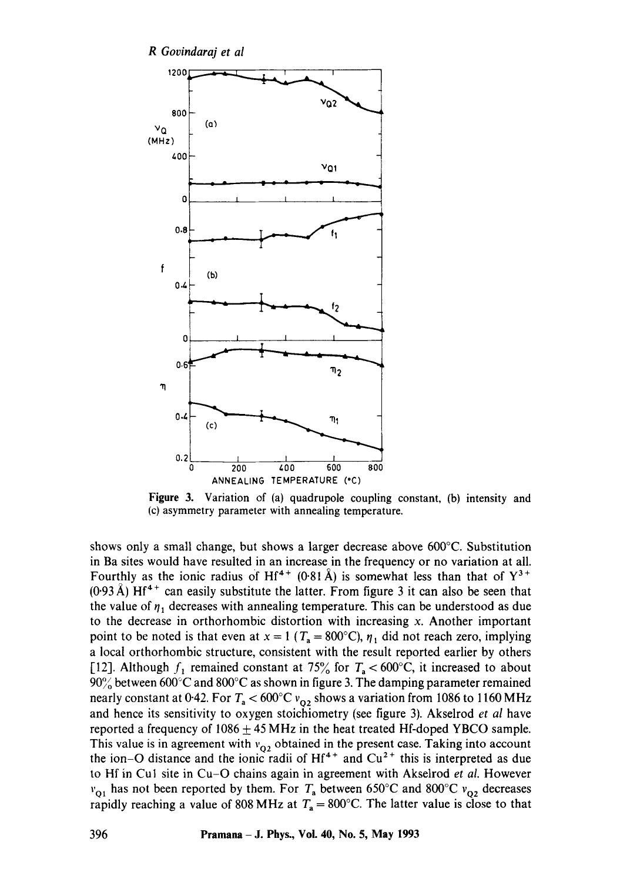Figure 3. Variation of (a) quadrupole coupling constant, (b) intensity and (c) asymmetry parameter with annealing temperature.

shows only a small change, but shows a larger decrease above 600°C. Substitution in Ba sites would have resulted in an increase in the frequency or no variation at all. Fourthly as the ionic radius of $Hf^{4+}$ (0·81 Å) is somewhat less than that of $Y^{3+}$ (0·93 Å) $Hf^{4+}$ can easily substitute the latter. From figure 3 it can also be seen that the value of $\eta_1$ decreases with annealing temperature. This can be understood as due to the decrease in orthorhombic distortion with increasing $x$. Another important point to be noted is that even at $x = 1$ ($T_a = 800$°C), $\eta_1$ did not reach zero, implying a local orthorhombic structure, consistent with the result reported earlier by others [12]. Although $f_1$ remained constant at 75% for $T_a < 600$°C, it increased to about 90% between 600°C and 800°C as shown in figure 3. The damping parameter remained nearly constant at 0·42. For $T_a < 600$°C $\nu_{Q2}$ shows a variation from 1086 to 1160 MHz and hence its sensitivity to oxygen stoichiometry (see figure 3). Akselrod *et al* have reported a frequency of $1086 \pm 45$ MHz in the heat treated Hf-doped YBCO sample. This value is in agreement with $\nu_{Q2}$ obtained in the present case. Taking into account the ion–O distance and the ionic radii of $Hf^{4+}$ and $Cu^{2+}$ this is interpreted as due to Hf in Cu1 site in Cu–O chains again in agreement with Akselrod *et al.* However $\nu_{Q1}$ has not been reported by them. For $T_a$ between 650°C and 800°C $\nu_{Q2}$ decreases rapidly reaching a value of 808 MHz at $T_a = 800$°C. The latter value is close to that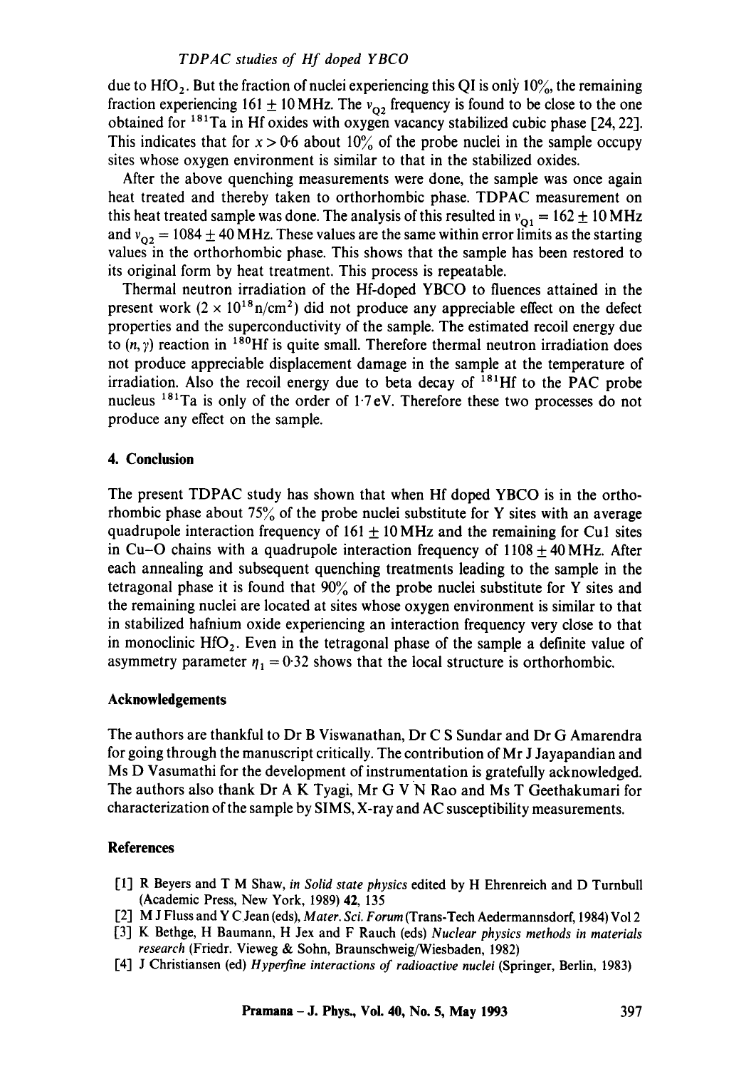due to $HfO_2$. But the fraction of nuclei experiencing this QI is only 10%, the remaining fraction experiencing $161 \pm 10$ MHz. The $\nu_{Q2}$ frequency is found to be close to the one obtained for $^{181}Ta$ in Hf oxides with oxygen vacancy stabilized cubic phase [24, 22]. This indicates that for $x > 0{\cdot}6$ about 10% of the probe nuclei in the sample occupy sites whose oxygen environment is similar to that in the stabilized oxides.

After the above quenching measurements were done, the sample was once again heat treated and thereby taken to orthorhombic phase. TDPAC measurement on this heat treated sample was done. The analysis of this resulted in $\nu_{Q1} = 162 \pm 10$ MHz and $\nu_{Q2} = 1084 \pm 40$ MHz. These values are the same within error limits as the starting values in the orthorhombic phase. This shows that the sample has been restored to its original form by heat treatment. This process is repeatable.

Thermal neutron irradiation of the Hf-doped YBCO to fluences attained in the present work ($2 \times 10^{18}$ n/cm$^2$) did not produce any appreciable effect on the defect properties and the superconductivity of the sample. The estimated recoil energy due to $(n, \gamma)$ reaction in $^{180}Hf$ is quite small. Therefore thermal neutron irradiation does not produce appreciable displacement damage in the sample at the temperature of irradiation. Also the recoil energy due to beta decay of $^{181}Hf$ to the PAC probe nucleus $^{181}Ta$ is only of the order of $1{\cdot}7$ eV. Therefore these two processes do not produce any effect on the sample.

## 4. Conclusion

The present TDPAC study has shown that when Hf doped YBCO is in the orthorhombic phase about 75% of the probe nuclei substitute for Y sites with an average quadrupole interaction frequency of $161 \pm 10$ MHz and the remaining for Cu1 sites in Cu–O chains with a quadrupole interaction frequency of $1108 \pm 40$ MHz. After each annealing and subsequent quenching treatments leading to the sample in the tetragonal phase it is found that 90% of the probe nuclei substitute for Y sites and the remaining nuclei are located at sites whose oxygen environment is similar to that in stabilized hafnium oxide experiencing an interaction frequency very close to that in monoclinic $HfO_2$. Even in the tetragonal phase of the sample a definite value of asymmetry parameter $\eta_1 = 0{\cdot}32$ shows that the local structure is orthorhombic.

## Acknowledgements

The authors are thankful to Dr B Viswanathan, Dr C S Sundar and Dr G Amarendra for going through the manuscript critically. The contribution of Mr J Jayapandian and Ms D Vasumathi for the development of instrumentation is gratefully acknowledged. The authors also thank Dr A K Tyagi, Mr G V N Rao and Ms T Geethakumari for characterization of the sample by SIMS, X-ray and AC susceptibility measurements.

## References

[1] R Beyers and T M Shaw, *in Solid state physics* edited by H Ehrenreich and D Turnbull (Academic Press, New York, 1989) **42**, 135

[2] M J Fluss and Y C Jean (eds), *Mater. Sci. Forum* (Trans-Tech Aedermannsdorf, 1984) Vol 2

[3] K Bethge, H Baumann, H Jex and F Rauch (eds) *Nuclear physics methods in materials research* (Friedr. Vieweg & Sohn, Braunschweig/Wiesbaden, 1982)

[4] J Christiansen (ed) *Hyperfine interactions of radioactive nuclei* (Springer, Berlin, 1983)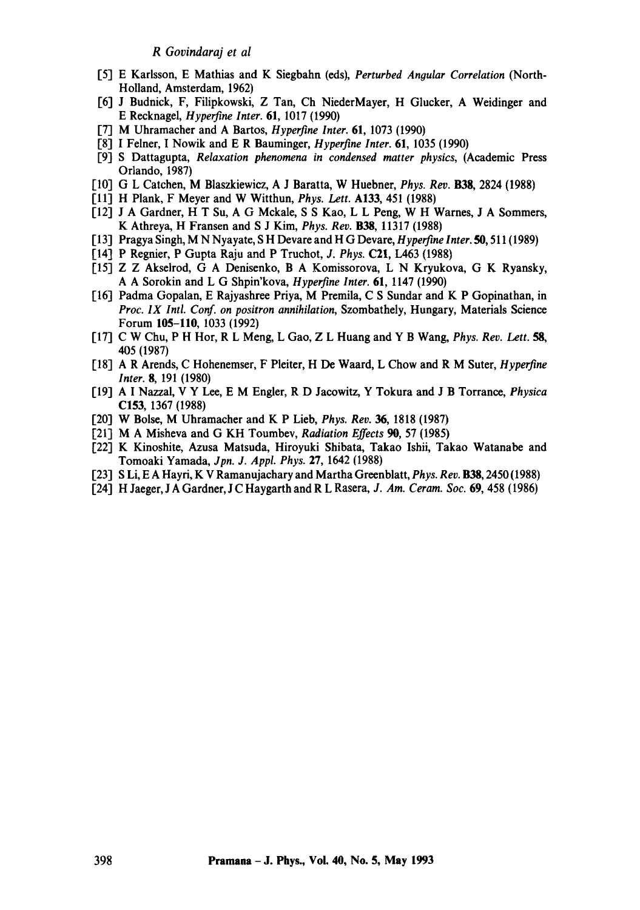[5] E Karlsson, E Mathias and K Siegbahn (eds), *Perturbed Angular Correlation* (North-Holland, Amsterdam, 1962)

[6] J Budnick, F, Filipkowski, Z Tan, Ch NiederMayer, H Glucker, A Weidinger and E Recknagel, *Hyperfine Inter.* **61**, 1017 (1990)

[7] M Uhramacher and A Bartos, *Hyperfine Inter.* **61**, 1073 (1990)

[8] I Felner, I Nowik and E R Bauminger, *Hyperfine Inter.* **61**, 1035 (1990)

[9] S Dattagupta, *Relaxation phenomena in condensed matter physics*, (Academic Press Orlando, 1987)

[10] G L Catchen, M Blaszkiewicz, A J Baratta, W Huebner, *Phys. Rev.* **B38**, 2824 (1988)

[11] H Plank, F Meyer and W Witthun, *Phys. Lett.* **A133**, 451 (1988)

[12] J A Gardner, H T Su, A G Mckale, S S Kao, L L Peng, W H Warnes, J A Sommers, K Athreya, H Fransen and S J Kim, *Phys. Rev.* **B38**, 11317 (1988)

[13] Pragya Singh, M N Nyayate, S H Devare and H G Devare, *Hyperfine Inter.* **50**, 511 (1989)

[14] P Regnier, P Gupta Raju and P Truchot, *J. Phys.* **C21**, L463 (1988)

[15] Z Z Akselrod, G A Denisenko, B A Komissorova, L N Kryukova, G K Ryansky, A A Sorokin and L G Shpin'kova, *Hyperfine Inter.* **61**, 1147 (1990)

[16] Padma Gopalan, E Rajyashree Priya, M Premila, C S Sundar and K P Gopinathan, in *Proc. IX Intl. Conf. on positron annihilation*, Szombathely, Hungary, Materials Science Forum **105–110**, 1033 (1992)

[17] C W Chu, P H Hor, R L Meng, L Gao, Z L Huang and Y B Wang, *Phys. Rev. Lett.* **58**, 405 (1987)

[18] A R Arends, C Hohenemser, F Pleiter, H De Waard, L Chow and R M Suter, *Hyperfine Inter.* **8**, 191 (1980)

[19] A I Nazzal, V Y Lee, E M Engler, R D Jacowitz, Y Tokura and J B Torrance, *Physica* **C153**, 1367 (1988)

[20] W Bolse, M Uhramacher and K P Lieb, *Phys. Rev.* **36**, 1818 (1987)

[21] M A Misheva and G KH Toumbev, *Radiation Effects* **90**, 57 (1985)

[22] K Kinoshite, Azusa Matsuda, Hiroyuki Shibata, Takao Ishii, Takao Watanabe and Tomoaki Yamada, *Jpn. J. Appl. Phys.* **27**, 1642 (1988)

[23] S Li, E A Hayri, K V Ramanujachary and Martha Greenblatt, *Phys. Rev.* **B38**, 2450 (1988)

[24] H Jaeger, J A Gardner, J C Haygarth and R L Rasera, *J. Am. Ceram. Soc.* **69**, 458 (1986)